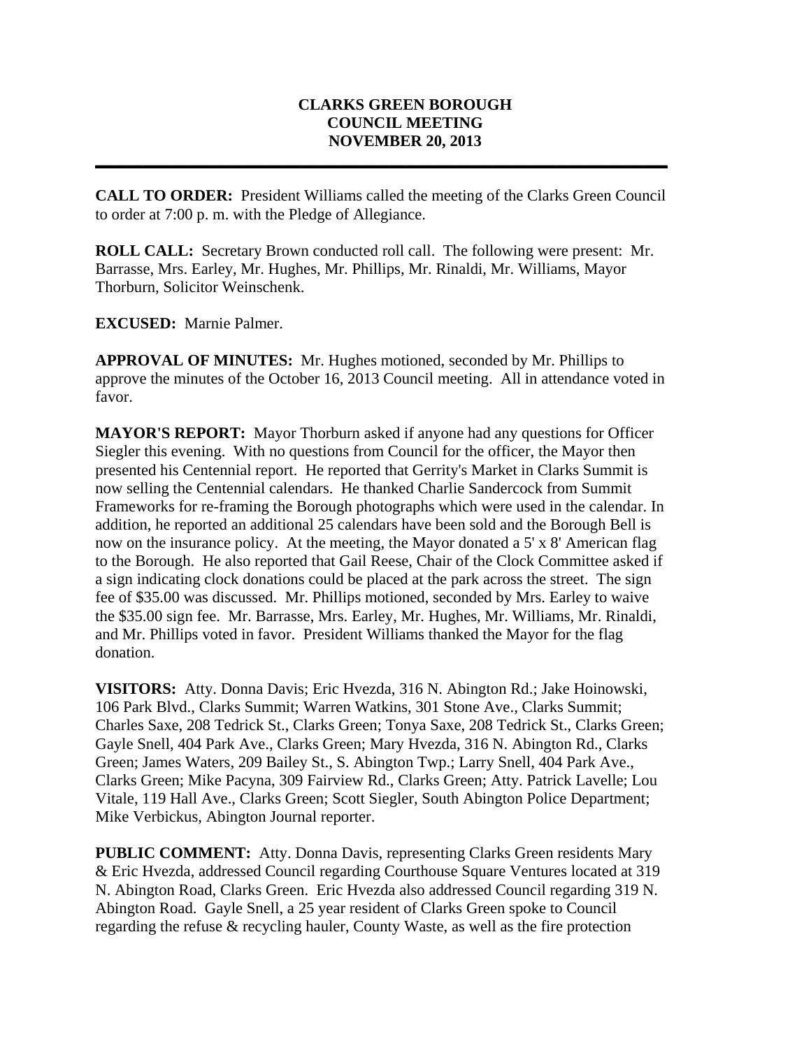# CLARKS GREEN BOROUGH
# COUNCIL MEETING
# NOVEMBER 20, 2013

---

**CALL TO ORDER:** President Williams called the meeting of the Clarks Green Council to order at 7:00 p. m. with the Pledge of Allegiance.

**ROLL CALL:** Secretary Brown conducted roll call. The following were present: Mr. Barrasse, Mrs. Earley, Mr. Hughes, Mr. Phillips, Mr. Rinaldi, Mr. Williams, Mayor Thorburn, Solicitor Weinschenk.

**EXCUSED:** Marnie Palmer.

**APPROVAL OF MINUTES:** Mr. Hughes motioned, seconded by Mr. Phillips to approve the minutes of the October 16, 2013 Council meeting. All in attendance voted in favor.

**MAYOR'S REPORT:** Mayor Thorburn asked if anyone had any questions for Officer Siegler this evening. With no questions from Council for the officer, the Mayor then presented his Centennial report. He reported that Gerrity's Market in Clarks Summit is now selling the Centennial calendars. He thanked Charlie Sandercock from Summit Frameworks for re-framing the Borough photographs which were used in the calendar. In addition, he reported an additional 25 calendars have been sold and the Borough Bell is now on the insurance policy. At the meeting, the Mayor donated a 5' x 8' American flag to the Borough. He also reported that Gail Reese, Chair of the Clock Committee asked if a sign indicating clock donations could be placed at the park across the street. The sign fee of $35.00 was discussed. Mr. Phillips motioned, seconded by Mrs. Earley to waive the $35.00 sign fee. Mr. Barrasse, Mrs. Earley, Mr. Hughes, Mr. Williams, Mr. Rinaldi, and Mr. Phillips voted in favor. President Williams thanked the Mayor for the flag donation.

**VISITORS:** Atty. Donna Davis; Eric Hvezda, 316 N. Abington Rd.; Jake Hoinowski, 106 Park Blvd., Clarks Summit; Warren Watkins, 301 Stone Ave., Clarks Summit; Charles Saxe, 208 Tedrick St., Clarks Green; Tonya Saxe, 208 Tedrick St., Clarks Green; Gayle Snell, 404 Park Ave., Clarks Green; Mary Hvezda, 316 N. Abington Rd., Clarks Green; James Waters, 209 Bailey St., S. Abington Twp.; Larry Snell, 404 Park Ave., Clarks Green; Mike Pacyna, 309 Fairview Rd., Clarks Green; Atty. Patrick Lavelle; Lou Vitale, 119 Hall Ave., Clarks Green; Scott Siegler, South Abington Police Department; Mike Verbickus, Abington Journal reporter.

**PUBLIC COMMENT:** Atty. Donna Davis, representing Clarks Green residents Mary & Eric Hvezda, addressed Council regarding Courthouse Square Ventures located at 319 N. Abington Road, Clarks Green. Eric Hvezda also addressed Council regarding 319 N. Abington Road. Gayle Snell, a 25 year resident of Clarks Green spoke to Council regarding the refuse & recycling hauler, County Waste, as well as the fire protection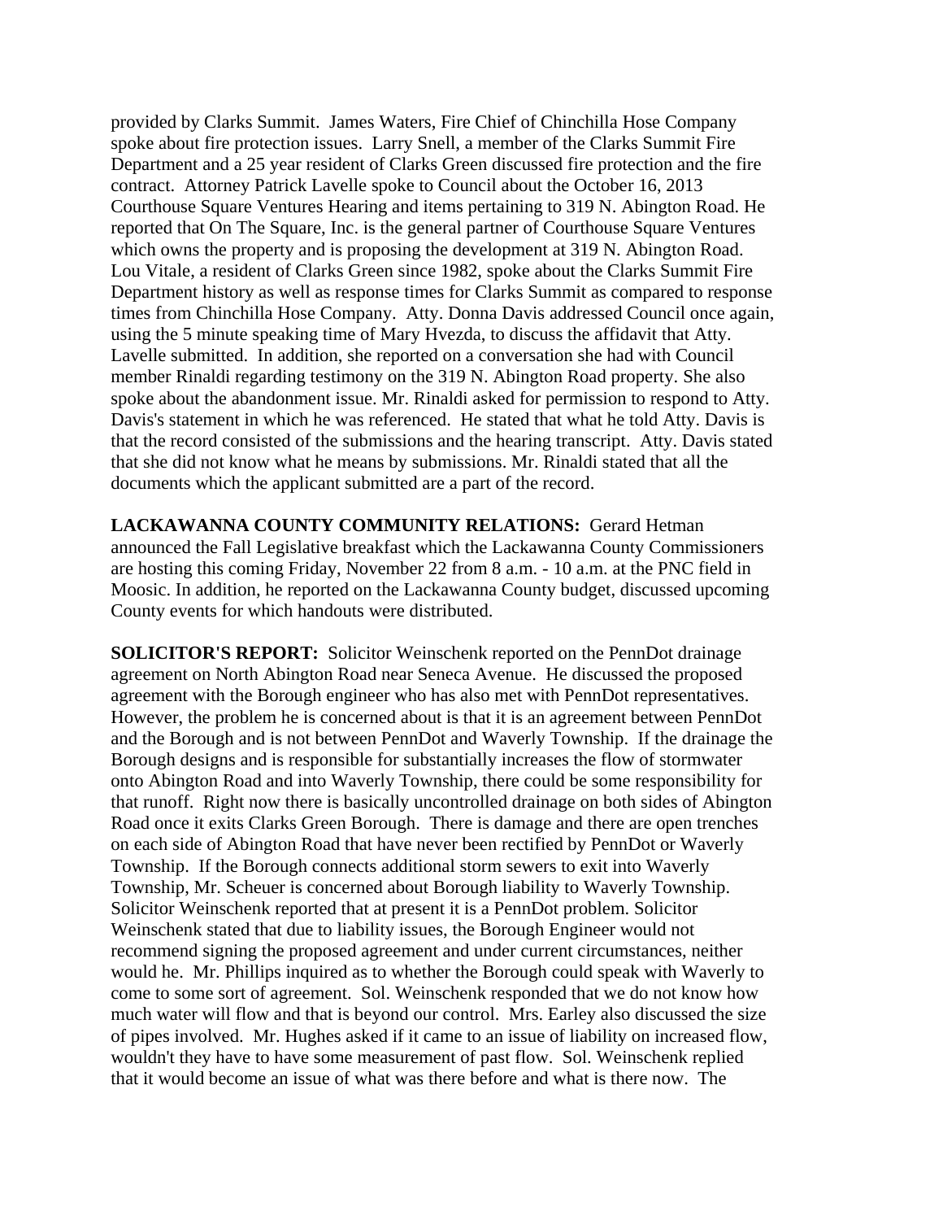provided by Clarks Summit. James Waters, Fire Chief of Chinchilla Hose Company spoke about fire protection issues. Larry Snell, a member of the Clarks Summit Fire Department and a 25 year resident of Clarks Green discussed fire protection and the fire contract. Attorney Patrick Lavelle spoke to Council about the October 16, 2013 Courthouse Square Ventures Hearing and items pertaining to 319 N. Abington Road. He reported that On The Square, Inc. is the general partner of Courthouse Square Ventures which owns the property and is proposing the development at 319 N. Abington Road. Lou Vitale, a resident of Clarks Green since 1982, spoke about the Clarks Summit Fire Department history as well as response times for Clarks Summit as compared to response times from Chinchilla Hose Company. Atty. Donna Davis addressed Council once again, using the 5 minute speaking time of Mary Hvezda, to discuss the affidavit that Atty. Lavelle submitted. In addition, she reported on a conversation she had with Council member Rinaldi regarding testimony on the 319 N. Abington Road property. She also spoke about the abandonment issue. Mr. Rinaldi asked for permission to respond to Atty. Davis's statement in which he was referenced. He stated that what he told Atty. Davis is that the record consisted of the submissions and the hearing transcript. Atty. Davis stated that she did not know what he means by submissions. Mr. Rinaldi stated that all the documents which the applicant submitted are a part of the record.

**LACKAWANNA COUNTY COMMUNITY RELATIONS:** Gerard Hetman announced the Fall Legislative breakfast which the Lackawanna County Commissioners are hosting this coming Friday, November 22 from 8 a.m. - 10 a.m. at the PNC field in Moosic. In addition, he reported on the Lackawanna County budget, discussed upcoming County events for which handouts were distributed.

**SOLICITOR'S REPORT:** Solicitor Weinschenk reported on the PennDot drainage agreement on North Abington Road near Seneca Avenue. He discussed the proposed agreement with the Borough engineer who has also met with PennDot representatives. However, the problem he is concerned about is that it is an agreement between PennDot and the Borough and is not between PennDot and Waverly Township. If the drainage the Borough designs and is responsible for substantially increases the flow of stormwater onto Abington Road and into Waverly Township, there could be some responsibility for that runoff. Right now there is basically uncontrolled drainage on both sides of Abington Road once it exits Clarks Green Borough. There is damage and there are open trenches on each side of Abington Road that have never been rectified by PennDot or Waverly Township. If the Borough connects additional storm sewers to exit into Waverly Township, Mr. Scheuer is concerned about Borough liability to Waverly Township. Solicitor Weinschenk reported that at present it is a PennDot problem. Solicitor Weinschenk stated that due to liability issues, the Borough Engineer would not recommend signing the proposed agreement and under current circumstances, neither would he. Mr. Phillips inquired as to whether the Borough could speak with Waverly to come to some sort of agreement. Sol. Weinschenk responded that we do not know how much water will flow and that is beyond our control. Mrs. Earley also discussed the size of pipes involved. Mr. Hughes asked if it came to an issue of liability on increased flow, wouldn't they have to have some measurement of past flow. Sol. Weinschenk replied that it would become an issue of what was there before and what is there now. The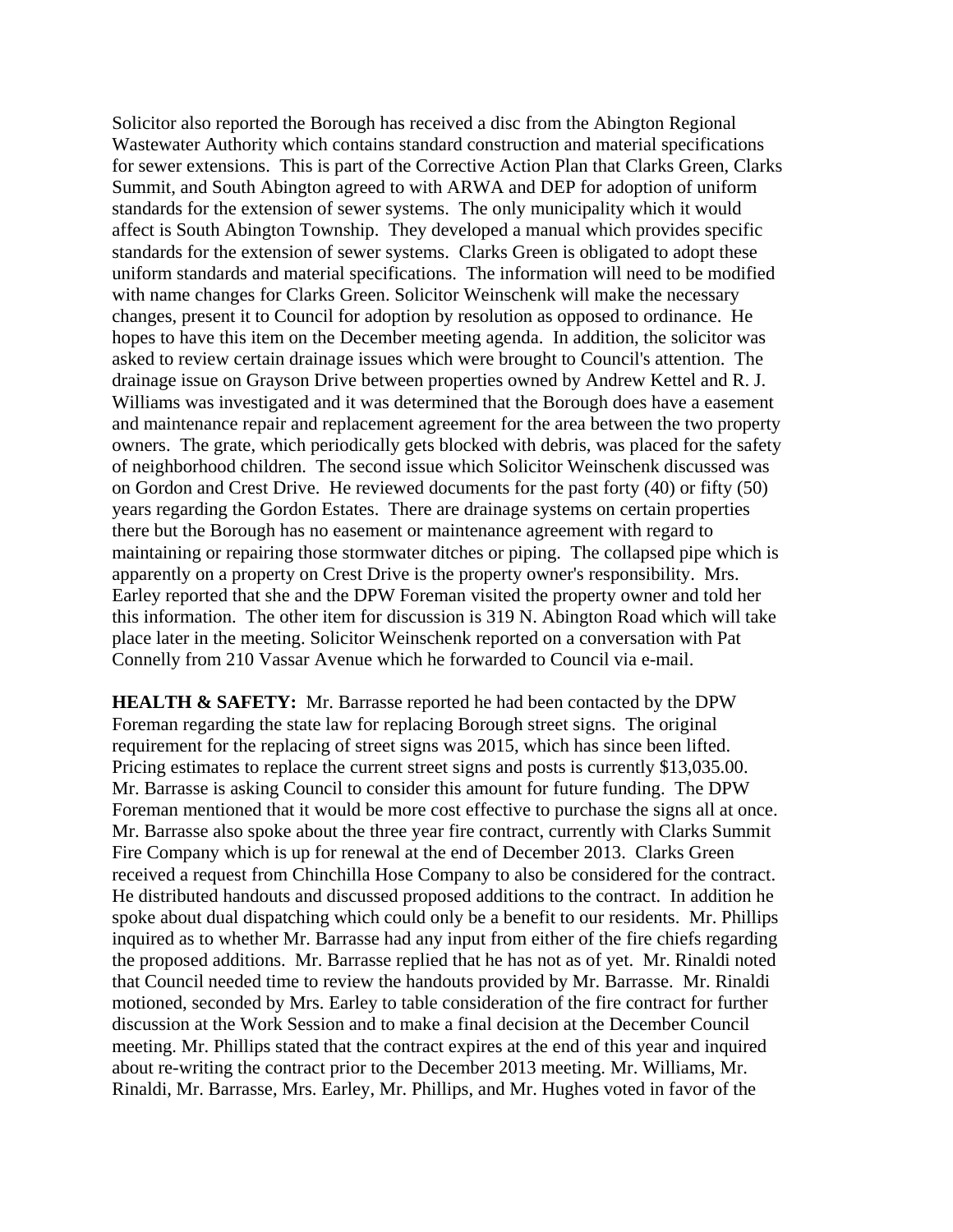Solicitor also reported the Borough has received a disc from the Abington Regional Wastewater Authority which contains standard construction and material specifications for sewer extensions. This is part of the Corrective Action Plan that Clarks Green, Clarks Summit, and South Abington agreed to with ARWA and DEP for adoption of uniform standards for the extension of sewer systems. The only municipality which it would affect is South Abington Township. They developed a manual which provides specific standards for the extension of sewer systems. Clarks Green is obligated to adopt these uniform standards and material specifications. The information will need to be modified with name changes for Clarks Green. Solicitor Weinschenk will make the necessary changes, present it to Council for adoption by resolution as opposed to ordinance. He hopes to have this item on the December meeting agenda. In addition, the solicitor was asked to review certain drainage issues which were brought to Council's attention. The drainage issue on Grayson Drive between properties owned by Andrew Kettel and R. J. Williams was investigated and it was determined that the Borough does have a easement and maintenance repair and replacement agreement for the area between the two property owners. The grate, which periodically gets blocked with debris, was placed for the safety of neighborhood children. The second issue which Solicitor Weinschenk discussed was on Gordon and Crest Drive. He reviewed documents for the past forty (40) or fifty (50) years regarding the Gordon Estates. There are drainage systems on certain properties there but the Borough has no easement or maintenance agreement with regard to maintaining or repairing those stormwater ditches or piping. The collapsed pipe which is apparently on a property on Crest Drive is the property owner's responsibility. Mrs. Earley reported that she and the DPW Foreman visited the property owner and told her this information. The other item for discussion is 319 N. Abington Road which will take place later in the meeting. Solicitor Weinschenk reported on a conversation with Pat Connelly from 210 Vassar Avenue which he forwarded to Council via e-mail.

**HEALTH & SAFETY:** Mr. Barrasse reported he had been contacted by the DPW Foreman regarding the state law for replacing Borough street signs. The original requirement for the replacing of street signs was 2015, which has since been lifted. Pricing estimates to replace the current street signs and posts is currently $13,035.00. Mr. Barrasse is asking Council to consider this amount for future funding. The DPW Foreman mentioned that it would be more cost effective to purchase the signs all at once. Mr. Barrasse also spoke about the three year fire contract, currently with Clarks Summit Fire Company which is up for renewal at the end of December 2013. Clarks Green received a request from Chinchilla Hose Company to also be considered for the contract. He distributed handouts and discussed proposed additions to the contract. In addition he spoke about dual dispatching which could only be a benefit to our residents. Mr. Phillips inquired as to whether Mr. Barrasse had any input from either of the fire chiefs regarding the proposed additions. Mr. Barrasse replied that he has not as of yet. Mr. Rinaldi noted that Council needed time to review the handouts provided by Mr. Barrasse. Mr. Rinaldi motioned, seconded by Mrs. Earley to table consideration of the fire contract for further discussion at the Work Session and to make a final decision at the December Council meeting. Mr. Phillips stated that the contract expires at the end of this year and inquired about re-writing the contract prior to the December 2013 meeting. Mr. Williams, Mr. Rinaldi, Mr. Barrasse, Mrs. Earley, Mr. Phillips, and Mr. Hughes voted in favor of the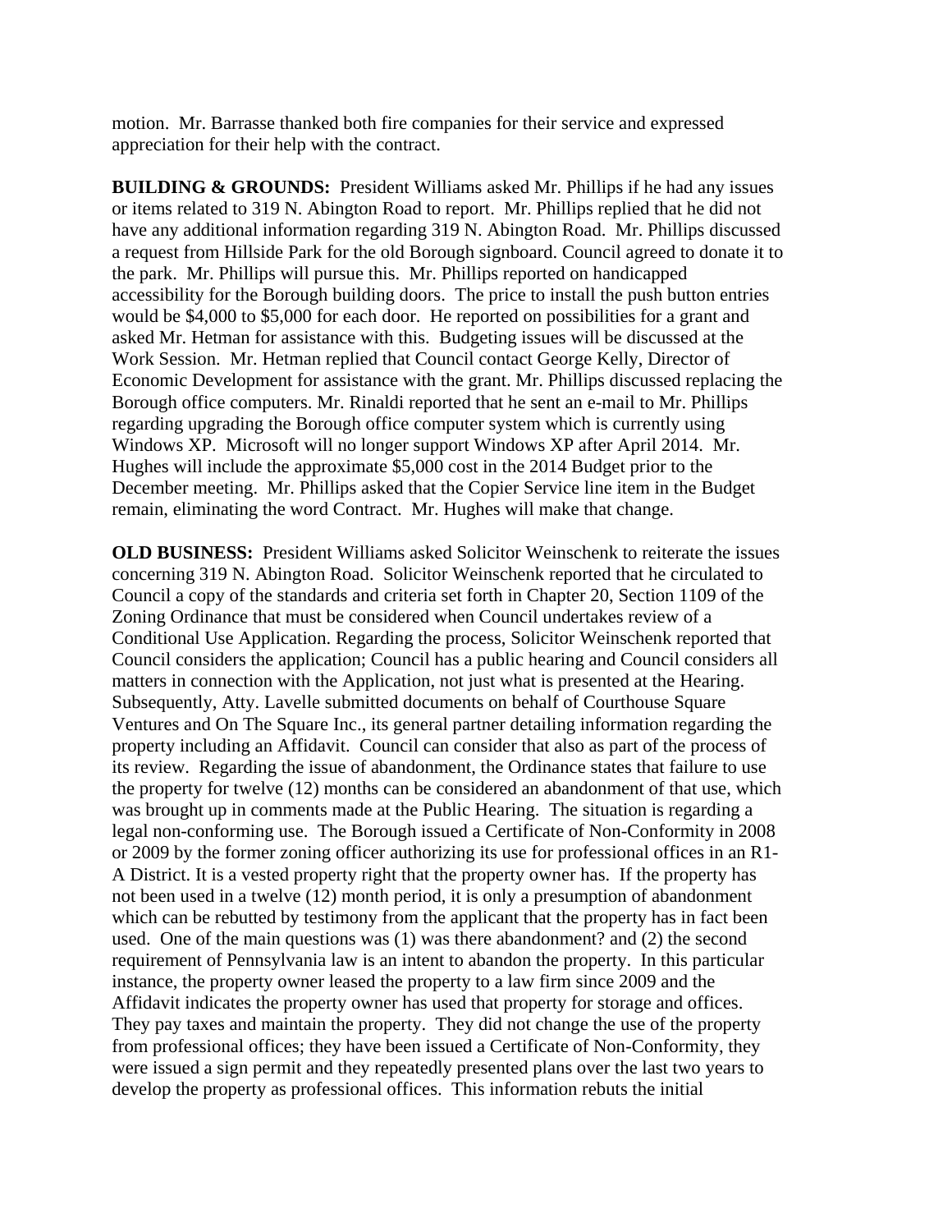motion. Mr. Barrasse thanked both fire companies for their service and expressed appreciation for their help with the contract.

**BUILDING & GROUNDS:** President Williams asked Mr. Phillips if he had any issues or items related to 319 N. Abington Road to report. Mr. Phillips replied that he did not have any additional information regarding 319 N. Abington Road. Mr. Phillips discussed a request from Hillside Park for the old Borough signboard. Council agreed to donate it to the park. Mr. Phillips will pursue this. Mr. Phillips reported on handicapped accessibility for the Borough building doors. The price to install the push button entries would be $4,000 to $5,000 for each door. He reported on possibilities for a grant and asked Mr. Hetman for assistance with this. Budgeting issues will be discussed at the Work Session. Mr. Hetman replied that Council contact George Kelly, Director of Economic Development for assistance with the grant. Mr. Phillips discussed replacing the Borough office computers. Mr. Rinaldi reported that he sent an e-mail to Mr. Phillips regarding upgrading the Borough office computer system which is currently using Windows XP. Microsoft will no longer support Windows XP after April 2014. Mr. Hughes will include the approximate $5,000 cost in the 2014 Budget prior to the December meeting. Mr. Phillips asked that the Copier Service line item in the Budget remain, eliminating the word Contract. Mr. Hughes will make that change.

**OLD BUSINESS:** President Williams asked Solicitor Weinschenk to reiterate the issues concerning 319 N. Abington Road. Solicitor Weinschenk reported that he circulated to Council a copy of the standards and criteria set forth in Chapter 20, Section 1109 of the Zoning Ordinance that must be considered when Council undertakes review of a Conditional Use Application. Regarding the process, Solicitor Weinschenk reported that Council considers the application; Council has a public hearing and Council considers all matters in connection with the Application, not just what is presented at the Hearing. Subsequently, Atty. Lavelle submitted documents on behalf of Courthouse Square Ventures and On The Square Inc., its general partner detailing information regarding the property including an Affidavit. Council can consider that also as part of the process of its review. Regarding the issue of abandonment, the Ordinance states that failure to use the property for twelve (12) months can be considered an abandonment of that use, which was brought up in comments made at the Public Hearing. The situation is regarding a legal non-conforming use. The Borough issued a Certificate of Non-Conformity in 2008 or 2009 by the former zoning officer authorizing its use for professional offices in an R1-A District. It is a vested property right that the property owner has. If the property has not been used in a twelve (12) month period, it is only a presumption of abandonment which can be rebutted by testimony from the applicant that the property has in fact been used. One of the main questions was (1) was there abandonment? and (2) the second requirement of Pennsylvania law is an intent to abandon the property. In this particular instance, the property owner leased the property to a law firm since 2009 and the Affidavit indicates the property owner has used that property for storage and offices. They pay taxes and maintain the property. They did not change the use of the property from professional offices; they have been issued a Certificate of Non-Conformity, they were issued a sign permit and they repeatedly presented plans over the last two years to develop the property as professional offices. This information rebuts the initial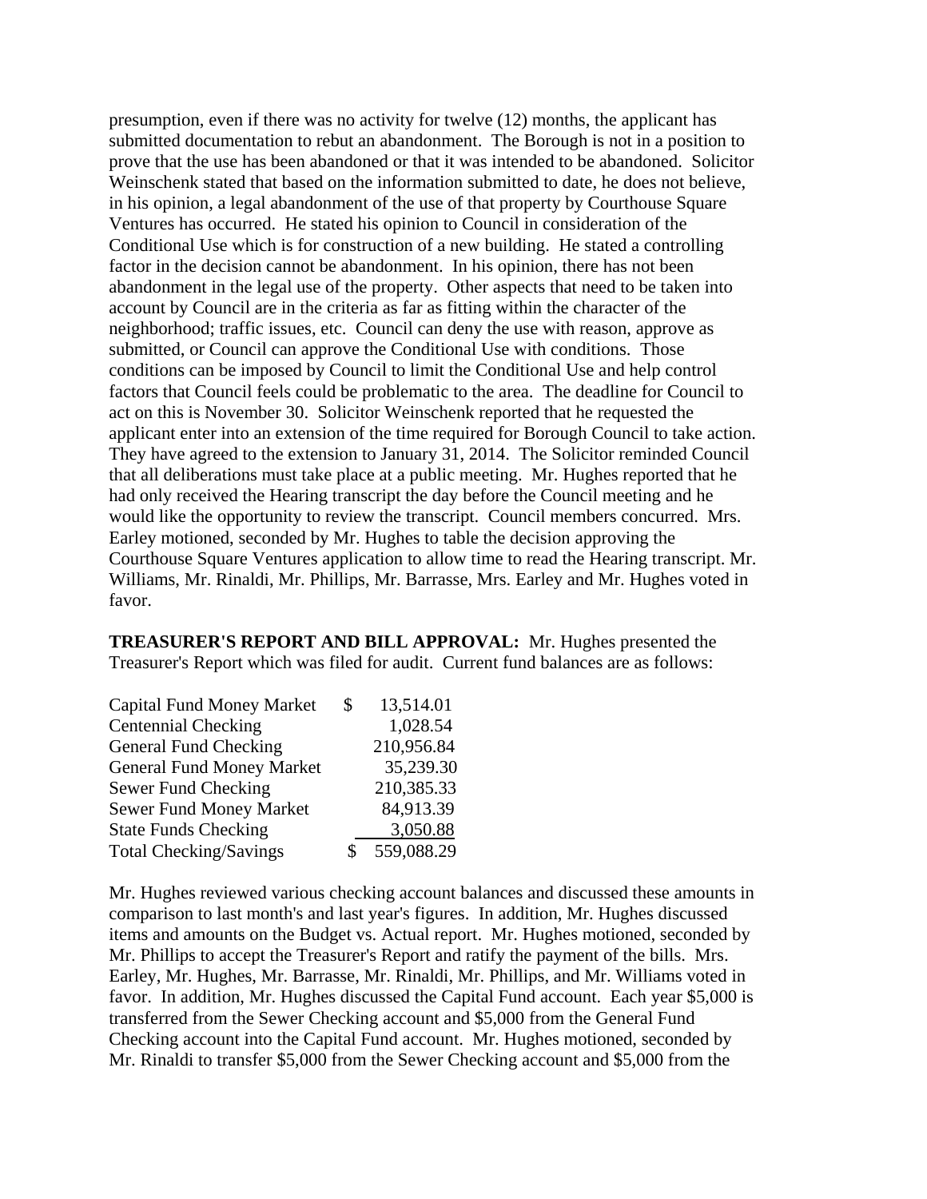presumption, even if there was no activity for twelve (12) months, the applicant has submitted documentation to rebut an abandonment. The Borough is not in a position to prove that the use has been abandoned or that it was intended to be abandoned. Solicitor Weinschenk stated that based on the information submitted to date, he does not believe, in his opinion, a legal abandonment of the use of that property by Courthouse Square Ventures has occurred. He stated his opinion to Council in consideration of the Conditional Use which is for construction of a new building. He stated a controlling factor in the decision cannot be abandonment. In his opinion, there has not been abandonment in the legal use of the property. Other aspects that need to be taken into account by Council are in the criteria as far as fitting within the character of the neighborhood; traffic issues, etc. Council can deny the use with reason, approve as submitted, or Council can approve the Conditional Use with conditions. Those conditions can be imposed by Council to limit the Conditional Use and help control factors that Council feels could be problematic to the area. The deadline for Council to act on this is November 30. Solicitor Weinschenk reported that he requested the applicant enter into an extension of the time required for Borough Council to take action. They have agreed to the extension to January 31, 2014. The Solicitor reminded Council that all deliberations must take place at a public meeting. Mr. Hughes reported that he had only received the Hearing transcript the day before the Council meeting and he would like the opportunity to review the transcript. Council members concurred. Mrs. Earley motioned, seconded by Mr. Hughes to table the decision approving the Courthouse Square Ventures application to allow time to read the Hearing transcript. Mr. Williams, Mr. Rinaldi, Mr. Phillips, Mr. Barrasse, Mrs. Earley and Mr. Hughes voted in favor.

**TREASURER'S REPORT AND BILL APPROVAL:** Mr. Hughes presented the Treasurer's Report which was filed for audit. Current fund balances are as follows:

| Account | Balance |
|---|---|
| Capital Fund Money Market | $ 13,514.01 |
| Centennial Checking | 1,028.54 |
| General Fund Checking | 210,956.84 |
| General Fund Money Market | 35,239.30 |
| Sewer Fund Checking | 210,385.33 |
| Sewer Fund Money Market | 84,913.39 |
| State Funds Checking | 3,050.88 |
| Total Checking/Savings | $ 559,088.29 |

Mr. Hughes reviewed various checking account balances and discussed these amounts in comparison to last month's and last year's figures. In addition, Mr. Hughes discussed items and amounts on the Budget vs. Actual report. Mr. Hughes motioned, seconded by Mr. Phillips to accept the Treasurer's Report and ratify the payment of the bills. Mrs. Earley, Mr. Hughes, Mr. Barrasse, Mr. Rinaldi, Mr. Phillips, and Mr. Williams voted in favor. In addition, Mr. Hughes discussed the Capital Fund account. Each year $5,000 is transferred from the Sewer Checking account and $5,000 from the General Fund Checking account into the Capital Fund account. Mr. Hughes motioned, seconded by Mr. Rinaldi to transfer $5,000 from the Sewer Checking account and $5,000 from the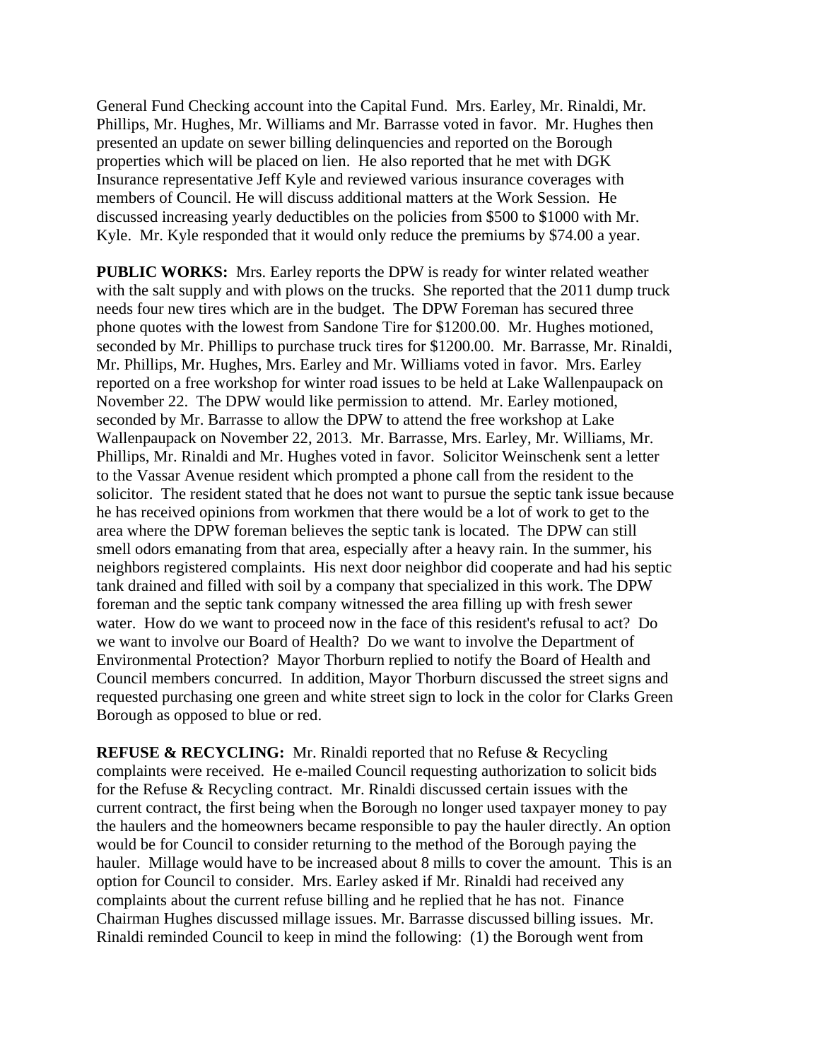General Fund Checking account into the Capital Fund. Mrs. Earley, Mr. Rinaldi, Mr. Phillips, Mr. Hughes, Mr. Williams and Mr. Barrasse voted in favor. Mr. Hughes then presented an update on sewer billing delinquencies and reported on the Borough properties which will be placed on lien. He also reported that he met with DGK Insurance representative Jeff Kyle and reviewed various insurance coverages with members of Council. He will discuss additional matters at the Work Session. He discussed increasing yearly deductibles on the policies from $500 to $1000 with Mr. Kyle. Mr. Kyle responded that it would only reduce the premiums by $74.00 a year.

**PUBLIC WORKS:** Mrs. Earley reports the DPW is ready for winter related weather with the salt supply and with plows on the trucks. She reported that the 2011 dump truck needs four new tires which are in the budget. The DPW Foreman has secured three phone quotes with the lowest from Sandone Tire for $1200.00. Mr. Hughes motioned, seconded by Mr. Phillips to purchase truck tires for $1200.00. Mr. Barrasse, Mr. Rinaldi, Mr. Phillips, Mr. Hughes, Mrs. Earley and Mr. Williams voted in favor. Mrs. Earley reported on a free workshop for winter road issues to be held at Lake Wallenpaupack on November 22. The DPW would like permission to attend. Mr. Earley motioned, seconded by Mr. Barrasse to allow the DPW to attend the free workshop at Lake Wallenpaupack on November 22, 2013. Mr. Barrasse, Mrs. Earley, Mr. Williams, Mr. Phillips, Mr. Rinaldi and Mr. Hughes voted in favor. Solicitor Weinschenk sent a letter to the Vassar Avenue resident which prompted a phone call from the resident to the solicitor. The resident stated that he does not want to pursue the septic tank issue because he has received opinions from workmen that there would be a lot of work to get to the area where the DPW foreman believes the septic tank is located. The DPW can still smell odors emanating from that area, especially after a heavy rain. In the summer, his neighbors registered complaints. His next door neighbor did cooperate and had his septic tank drained and filled with soil by a company that specialized in this work. The DPW foreman and the septic tank company witnessed the area filling up with fresh sewer water. How do we want to proceed now in the face of this resident's refusal to act? Do we want to involve our Board of Health? Do we want to involve the Department of Environmental Protection? Mayor Thorburn replied to notify the Board of Health and Council members concurred. In addition, Mayor Thorburn discussed the street signs and requested purchasing one green and white street sign to lock in the color for Clarks Green Borough as opposed to blue or red.

**REFUSE & RECYCLING:** Mr. Rinaldi reported that no Refuse & Recycling complaints were received. He e-mailed Council requesting authorization to solicit bids for the Refuse & Recycling contract. Mr. Rinaldi discussed certain issues with the current contract, the first being when the Borough no longer used taxpayer money to pay the haulers and the homeowners became responsible to pay the hauler directly. An option would be for Council to consider returning to the method of the Borough paying the hauler. Millage would have to be increased about 8 mills to cover the amount. This is an option for Council to consider. Mrs. Earley asked if Mr. Rinaldi had received any complaints about the current refuse billing and he replied that he has not. Finance Chairman Hughes discussed millage issues. Mr. Barrasse discussed billing issues. Mr. Rinaldi reminded Council to keep in mind the following: (1) the Borough went from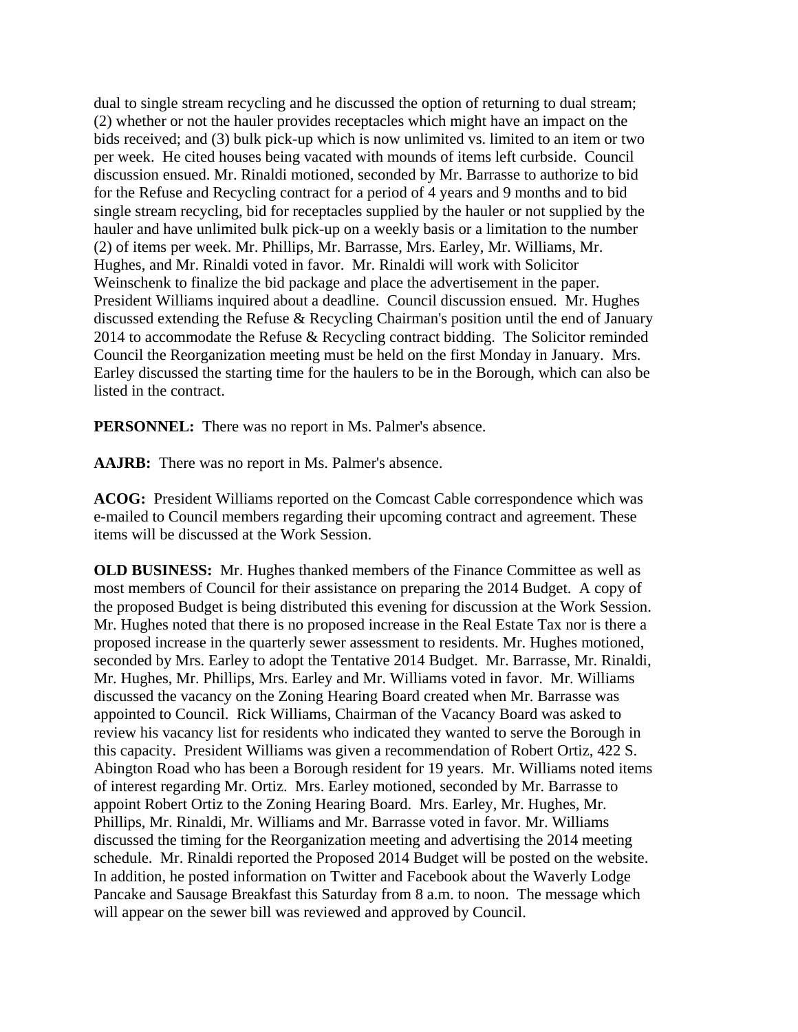dual to single stream recycling and he discussed the option of returning to dual stream; (2) whether or not the hauler provides receptacles which might have an impact on the bids received; and (3) bulk pick-up which is now unlimited vs. limited to an item or two per week. He cited houses being vacated with mounds of items left curbside. Council discussion ensued. Mr. Rinaldi motioned, seconded by Mr. Barrasse to authorize to bid for the Refuse and Recycling contract for a period of 4 years and 9 months and to bid single stream recycling, bid for receptacles supplied by the hauler or not supplied by the hauler and have unlimited bulk pick-up on a weekly basis or a limitation to the number (2) of items per week. Mr. Phillips, Mr. Barrasse, Mrs. Earley, Mr. Williams, Mr. Hughes, and Mr. Rinaldi voted in favor. Mr. Rinaldi will work with Solicitor Weinschenk to finalize the bid package and place the advertisement in the paper. President Williams inquired about a deadline. Council discussion ensued. Mr. Hughes discussed extending the Refuse & Recycling Chairman's position until the end of January 2014 to accommodate the Refuse & Recycling contract bidding. The Solicitor reminded Council the Reorganization meeting must be held on the first Monday in January. Mrs. Earley discussed the starting time for the haulers to be in the Borough, which can also be listed in the contract.

**PERSONNEL:** There was no report in Ms. Palmer's absence.

**AAJRB:** There was no report in Ms. Palmer's absence.

**ACOG:** President Williams reported on the Comcast Cable correspondence which was e-mailed to Council members regarding their upcoming contract and agreement. These items will be discussed at the Work Session.

**OLD BUSINESS:** Mr. Hughes thanked members of the Finance Committee as well as most members of Council for their assistance on preparing the 2014 Budget. A copy of the proposed Budget is being distributed this evening for discussion at the Work Session. Mr. Hughes noted that there is no proposed increase in the Real Estate Tax nor is there a proposed increase in the quarterly sewer assessment to residents. Mr. Hughes motioned, seconded by Mrs. Earley to adopt the Tentative 2014 Budget. Mr. Barrasse, Mr. Rinaldi, Mr. Hughes, Mr. Phillips, Mrs. Earley and Mr. Williams voted in favor. Mr. Williams discussed the vacancy on the Zoning Hearing Board created when Mr. Barrasse was appointed to Council. Rick Williams, Chairman of the Vacancy Board was asked to review his vacancy list for residents who indicated they wanted to serve the Borough in this capacity. President Williams was given a recommendation of Robert Ortiz, 422 S. Abington Road who has been a Borough resident for 19 years. Mr. Williams noted items of interest regarding Mr. Ortiz. Mrs. Earley motioned, seconded by Mr. Barrasse to appoint Robert Ortiz to the Zoning Hearing Board. Mrs. Earley, Mr. Hughes, Mr. Phillips, Mr. Rinaldi, Mr. Williams and Mr. Barrasse voted in favor. Mr. Williams discussed the timing for the Reorganization meeting and advertising the 2014 meeting schedule. Mr. Rinaldi reported the Proposed 2014 Budget will be posted on the website. In addition, he posted information on Twitter and Facebook about the Waverly Lodge Pancake and Sausage Breakfast this Saturday from 8 a.m. to noon. The message which will appear on the sewer bill was reviewed and approved by Council.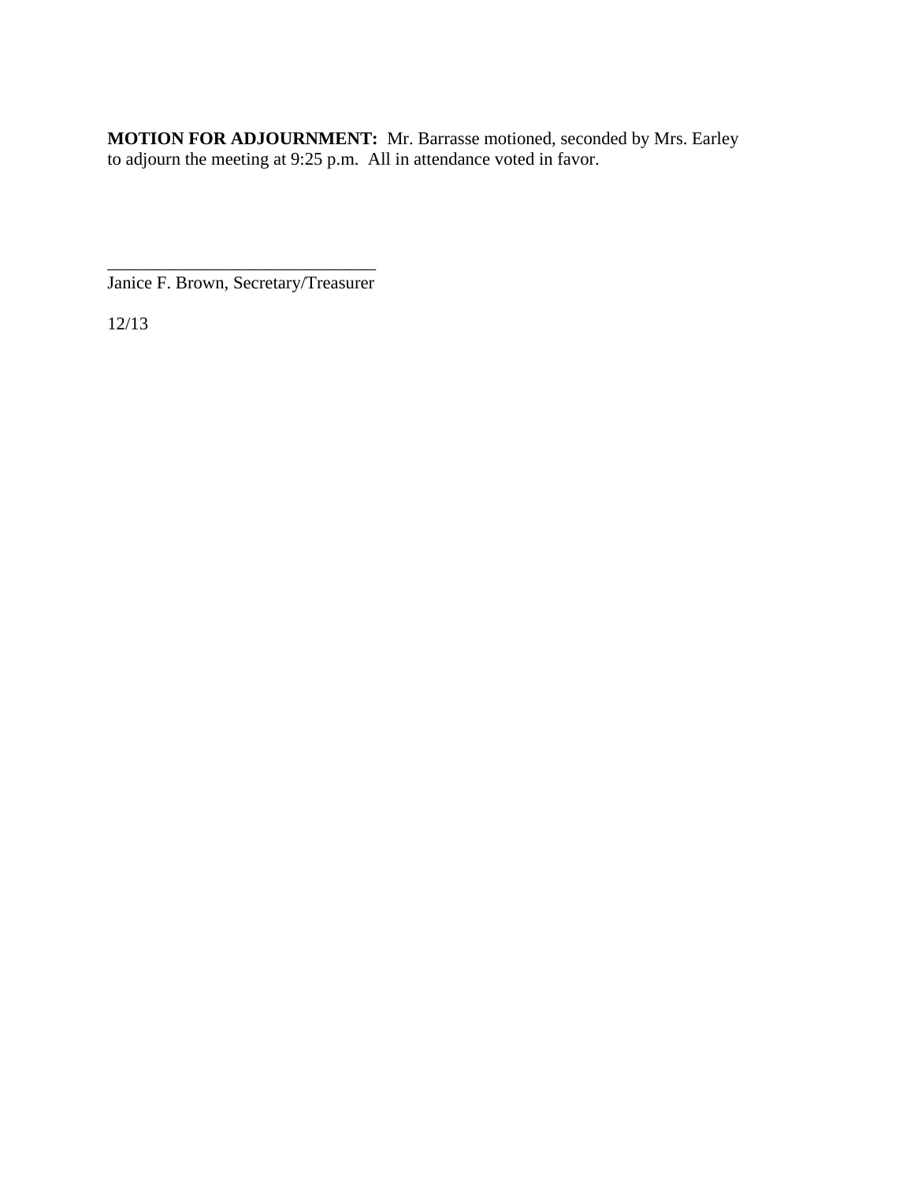**MOTION FOR ADJOURNMENT:** Mr. Barrasse motioned, seconded by Mrs. Earley to adjourn the meeting at 9:25 p.m. All in attendance voted in favor.

_______________________________
Janice F. Brown, Secretary/Treasurer

12/13